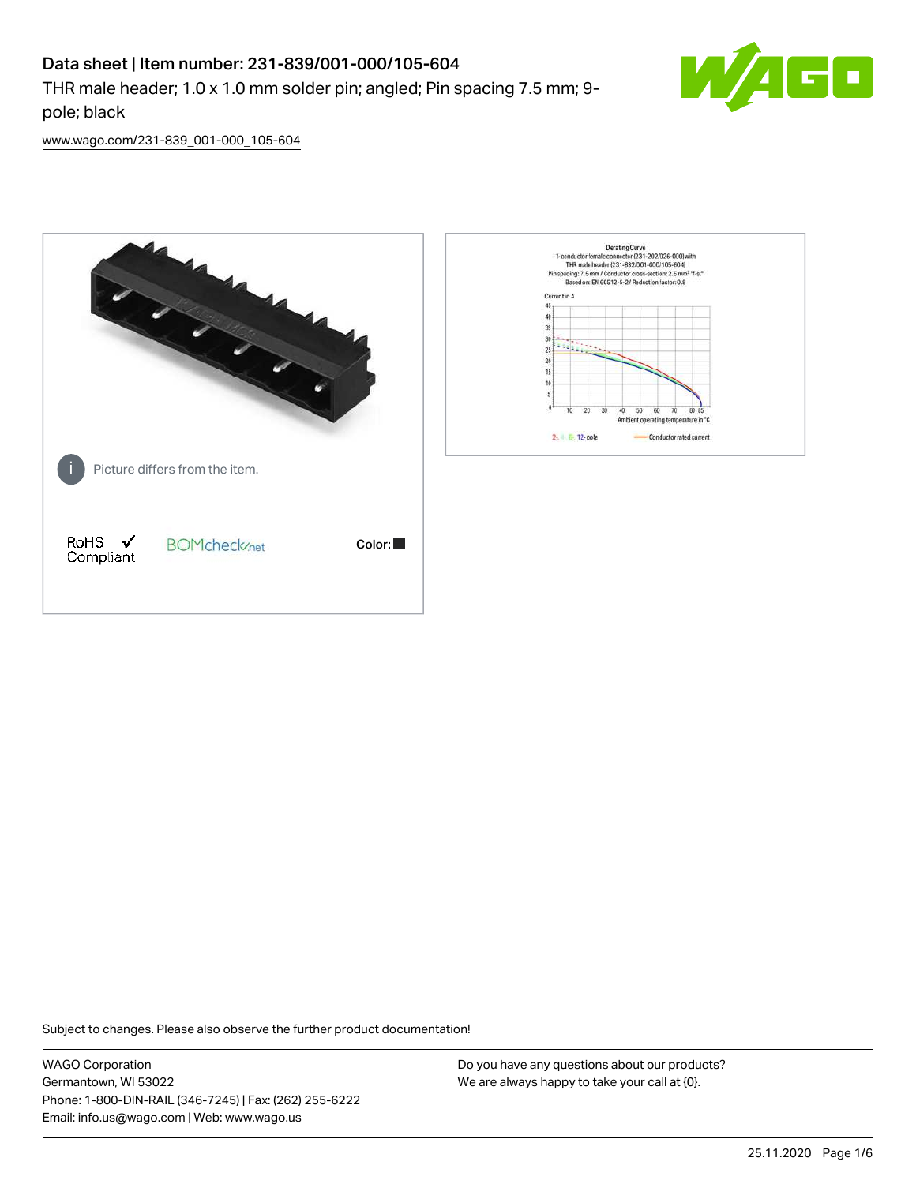# Data sheet | Item number: 231-839/001-000/105-604

THR male header; 1.0 x 1.0 mm solder pin; angled; Pin spacing 7.5 mm; 9-pole; black

www.wago.com/231-839_001-000_105-604

Picture differs from the item.

RoHS Compliant ✓

BOMcheck.net

Color: ■

Derating Curve
1-conductor female connector (231-202/026-000) with THR male header (231-832/001-000/105-604)
Pin spacing: 7.5 mm / Conductor cross-section: 2.5 mm² "f-st"
Based on: EN 60512-5-2 / Reduction factor: 0.8

Current in A

Ambient operating temperature in °C

2-, 4-, 8-, 12-pole — Conductor rated current

Subject to changes. Please also observe the further product documentation!

WAGO Corporation
Germantown, WI 53022
Phone: 1-800-DIN-RAIL (346-7245) | Fax: (262) 255-6222
Email: info.us@wago.com | Web: www.wago.us

Do you have any questions about our products?
We are always happy to take your call at {0}.

25.11.2020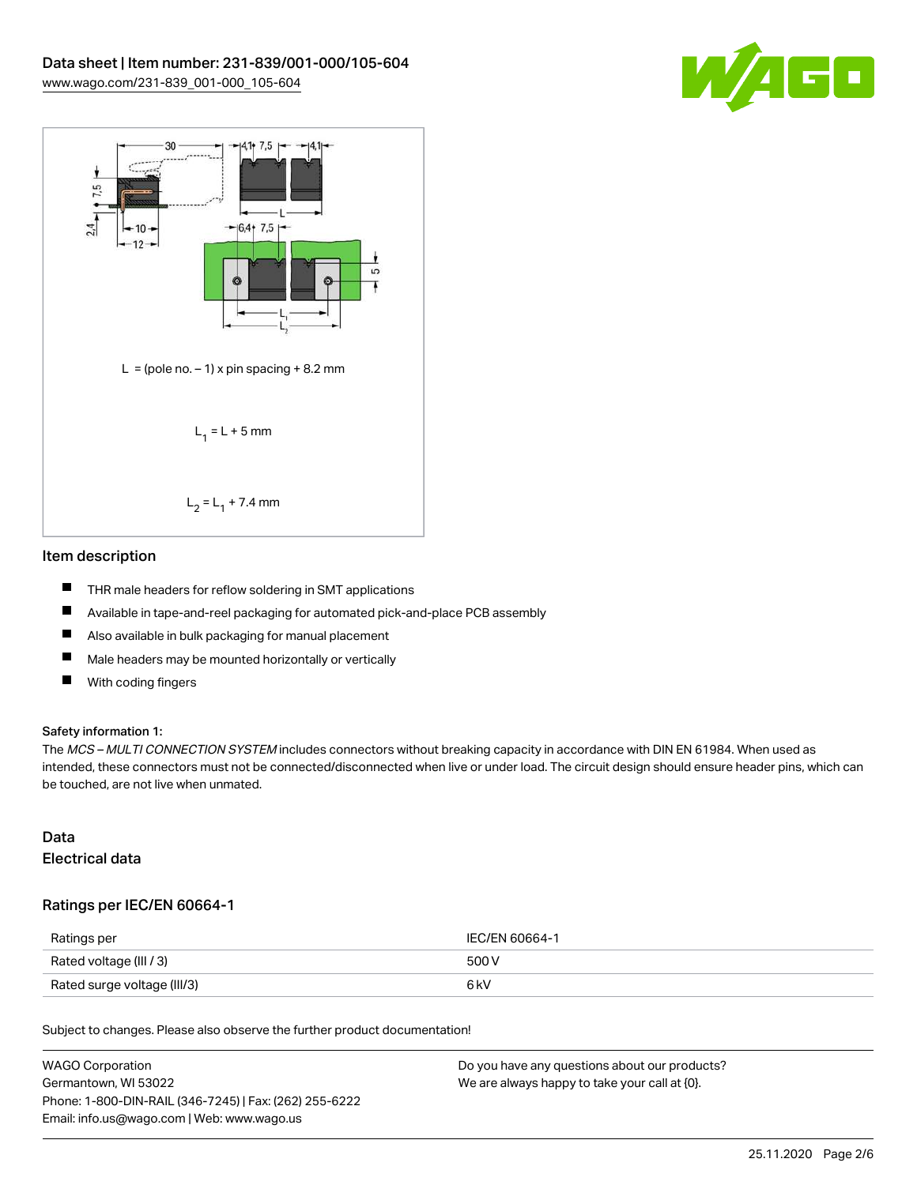L = (pole no. – 1) x pin spacing + 8.2 mm

$L_1 = L + 5$ mm

$L_2 = L_1 + 7.4$ mm

## Item description

- THR male headers for reflow soldering in SMT applications
- Available in tape-and-reel packaging for automated pick-and-place PCB assembly
- Also available in bulk packaging for manual placement
- Male headers may be mounted horizontally or vertically
- With coding fingers

**Safety information 1:**

The *MCS – MULTI CONNECTION SYSTEM* includes connectors without breaking capacity in accordance with DIN EN 61984. When used as intended, these connectors must not be connected/disconnected when live or under load. The circuit design should ensure header pins, which can be touched, are not live when unmated.

## Data

### Electrical data

### Ratings per IEC/EN 60664-1

| Ratings per | IEC/EN 60664-1 |
| --- | --- |
| Rated voltage (III / 3) | 500 V |
| Rated surge voltage (III/3) | 6 kV |

Subject to changes. Please also observe the further product documentation!

WAGO Corporation
Germantown, WI 53022
Phone: 1-800-DIN-RAIL (346-7245) | Fax: (262) 255-6222
Email: info.us@wago.com | Web: www.wago.us

Do you have any questions about our products?
We are always happy to take your call at {0}.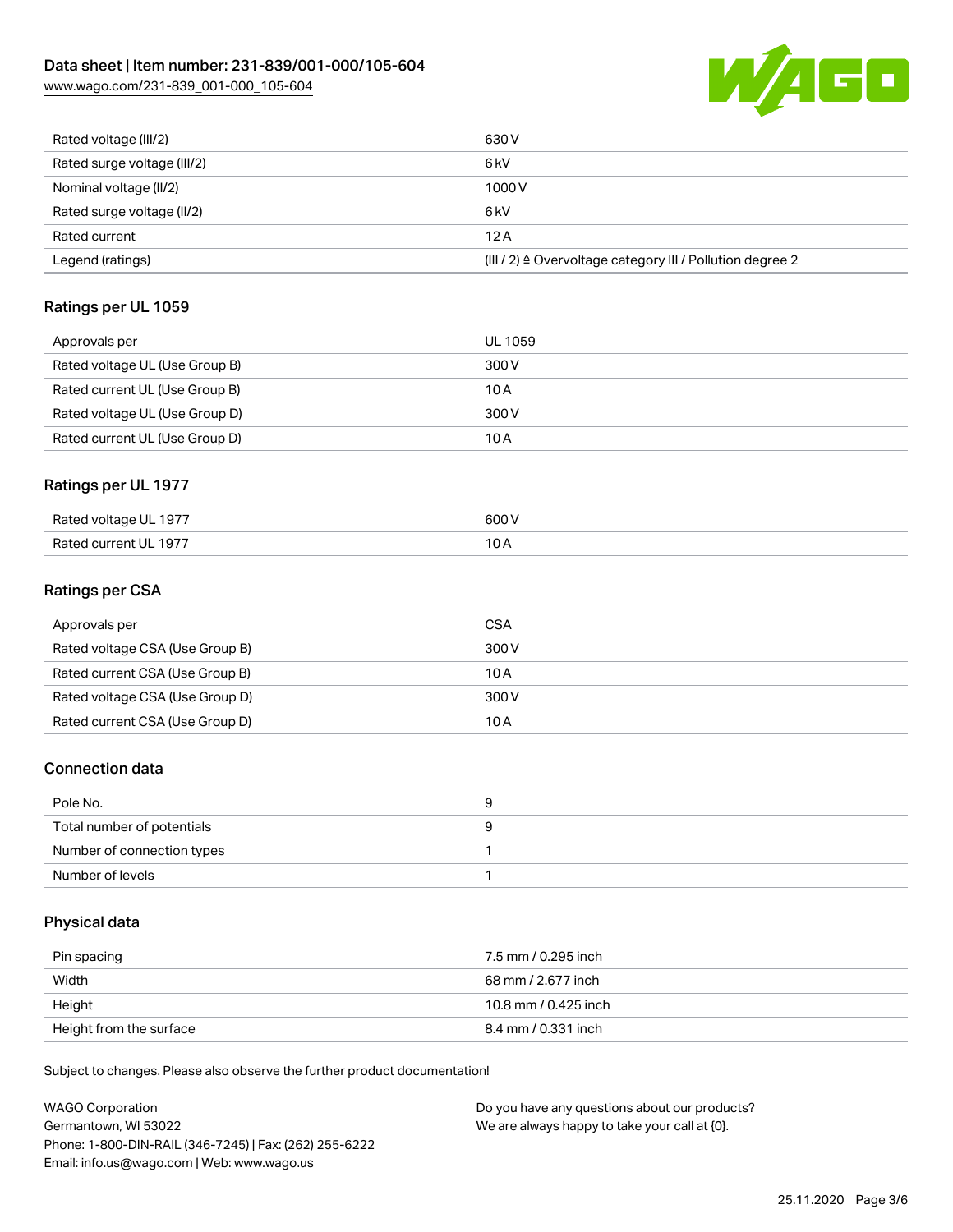| | |
|---|---|
| Rated voltage (III/2) | 630 V |
| Rated surge voltage (III/2) | 6 kV |
| Nominal voltage (II/2) | 1000 V |
| Rated surge voltage (II/2) | 6 kV |
| Rated current | 12 A |
| Legend (ratings) | (III / 2) ≙ Overvoltage category III / Pollution degree 2 |

## Ratings per UL 1059

| | |
|---|---|
| Approvals per | UL 1059 |
| Rated voltage UL (Use Group B) | 300 V |
| Rated current UL (Use Group B) | 10 A |
| Rated voltage UL (Use Group D) | 300 V |
| Rated current UL (Use Group D) | 10 A |

## Ratings per UL 1977

| | |
|---|---|
| Rated voltage UL 1977 | 600 V |
| Rated current UL 1977 | 10 A |

## Ratings per CSA

| | |
|---|---|
| Approvals per | CSA |
| Rated voltage CSA (Use Group B) | 300 V |
| Rated current CSA (Use Group B) | 10 A |
| Rated voltage CSA (Use Group D) | 300 V |
| Rated current CSA (Use Group D) | 10 A |

## Connection data

| | |
|---|---|
| Pole No. | 9 |
| Total number of potentials | 9 |
| Number of connection types | 1 |
| Number of levels | 1 |

## Physical data

| | |
|---|---|
| Pin spacing | 7.5 mm / 0.295 inch |
| Width | 68 mm / 2.677 inch |
| Height | 10.8 mm / 0.425 inch |
| Height from the surface | 8.4 mm / 0.331 inch |

Subject to changes. Please also observe the further product documentation!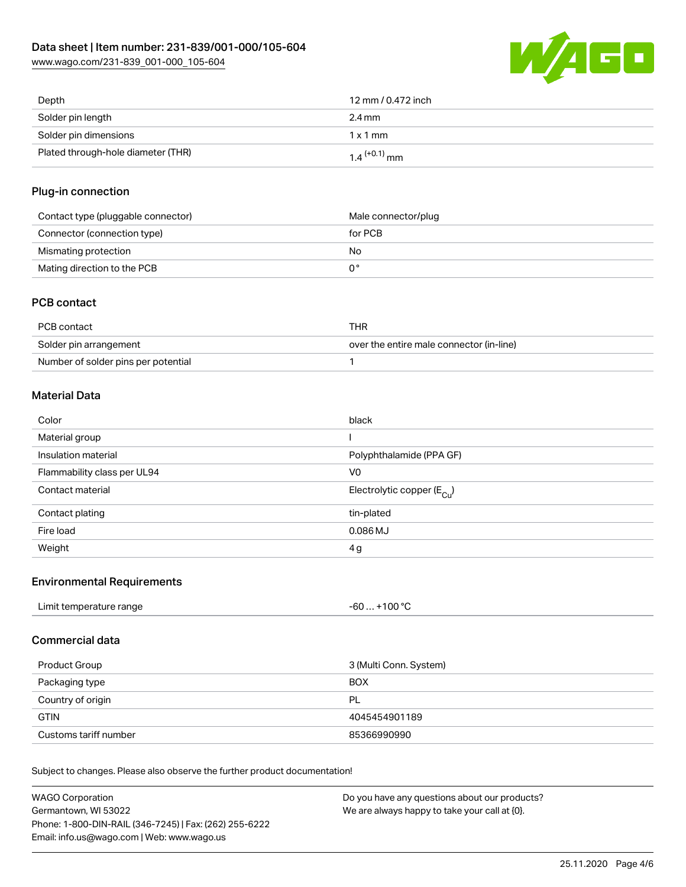| Depth | 12 mm / 0.472 inch |
| --- | --- |
| Solder pin length | 2.4 mm |
| Solder pin dimensions | 1 x 1 mm |
| Plated through-hole diameter (THR) | $1.4^{(+0.1)}$ mm |

## Plug-in connection

| Contact type (pluggable connector) | Male connector/plug |
| --- | --- |
| Connector (connection type) | for PCB |
| Mismating protection | No |
| Mating direction to the PCB | 0 ° |

## PCB contact

| PCB contact | THR |
| --- | --- |
| Solder pin arrangement | over the entire male connector (in-line) |
| Number of solder pins per potential | 1 |

## Material Data

| Color | black |
| --- | --- |
| Material group | I |
| Insulation material | Polyphthalamide (PPA GF) |
| Flammability class per UL94 | V0 |
| Contact material | Electrolytic copper ($E_{Cu}$) |
| Contact plating | tin-plated |
| Fire load | 0.086 MJ |
| Weight | 4 g |

## Environmental Requirements

| Limit temperature range | -60 … +100 °C |
| --- | --- |

## Commercial data

| Product Group | 3 (Multi Conn. System) |
| --- | --- |
| Packaging type | BOX |
| Country of origin | PL |
| GTIN | 4045454901189 |
| Customs tariff number | 85366990990 |

Subject to changes. Please also observe the further product documentation!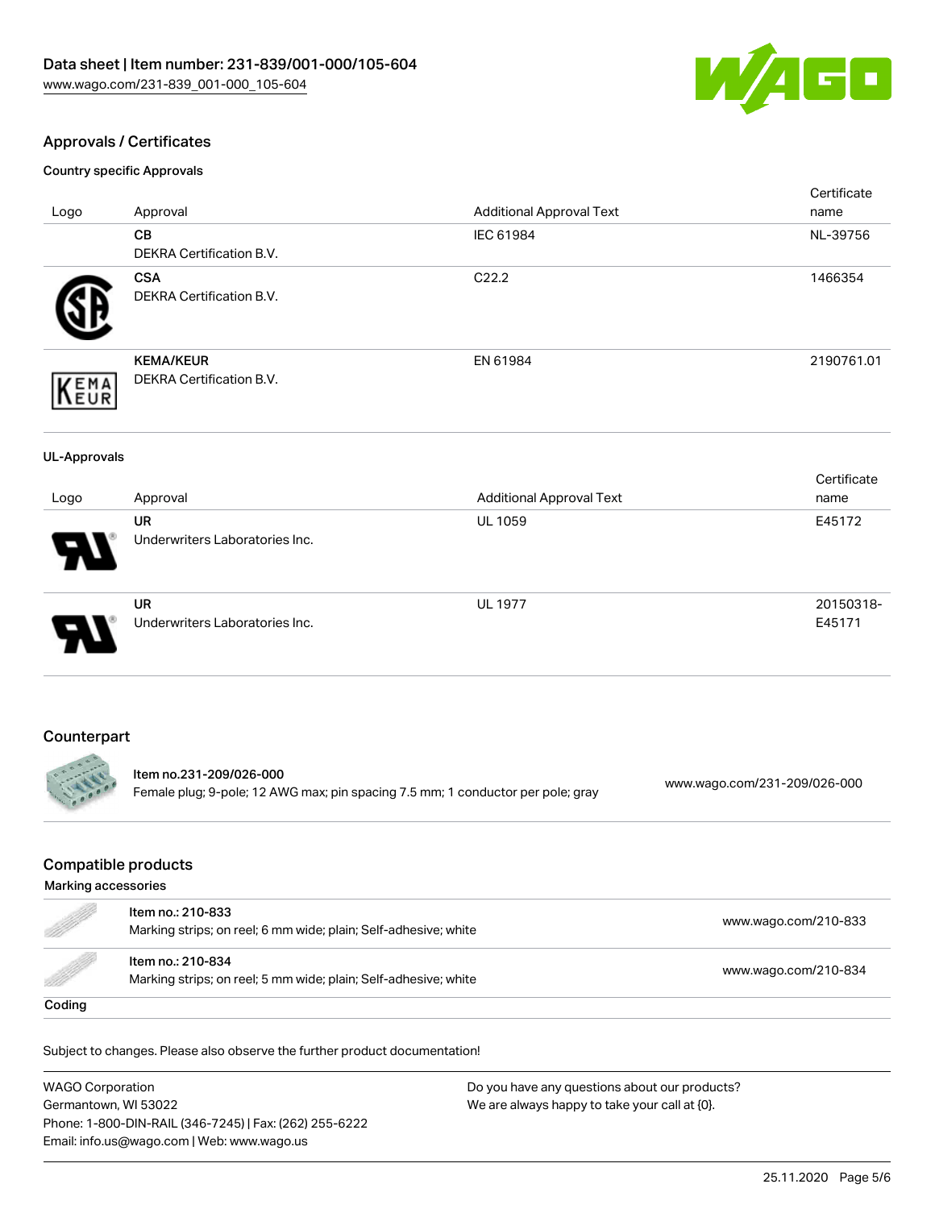## Approvals / Certificates

### Country specific Approvals

| Logo | Approval | Additional Approval Text | Certificate name |
|---|---|---|---|
| | **CB**<br>DEKRA Certification B.V. | IEC 61984 | NL-39756 |
| | **CSA**<br>DEKRA Certification B.V. | C22.2 | 1466354 |
| | **KEMA/KEUR**<br>DEKRA Certification B.V. | EN 61984 | 2190761.01 |

### UL-Approvals

| Logo | Approval | Additional Approval Text | Certificate name |
|---|---|---|---|
| | **UR**<br>Underwriters Laboratories Inc. | UL 1059 | E45172 |
| | **UR**<br>Underwriters Laboratories Inc. | UL 1977 | 20150318-E45171 |

## Counterpart

| Item | Link |
|---|---|
| Item no.231-209/026-000<br>Female plug; 9-pole; 12 AWG max; pin spacing 7.5 mm; 1 conductor per pole; gray | www.wago.com/231-209/026-000 |

## Compatible products

### Marking accessories

| Item | Link |
|---|---|
| Item no.: 210-833<br>Marking strips; on reel; 6 mm wide; plain; Self-adhesive; white | www.wago.com/210-833 |
| Item no.: 210-834<br>Marking strips; on reel; 5 mm wide; plain; Self-adhesive; white | www.wago.com/210-834 |

### Coding

Subject to changes. Please also observe the further product documentation!

WAGO Corporation
Germantown, WI 53022
Phone: 1-800-DIN-RAIL (346-7245) | Fax: (262) 255-6222
Email: info.us@wago.com | Web: www.wago.us

Do you have any questions about our products?
We are always happy to take your call at {0}.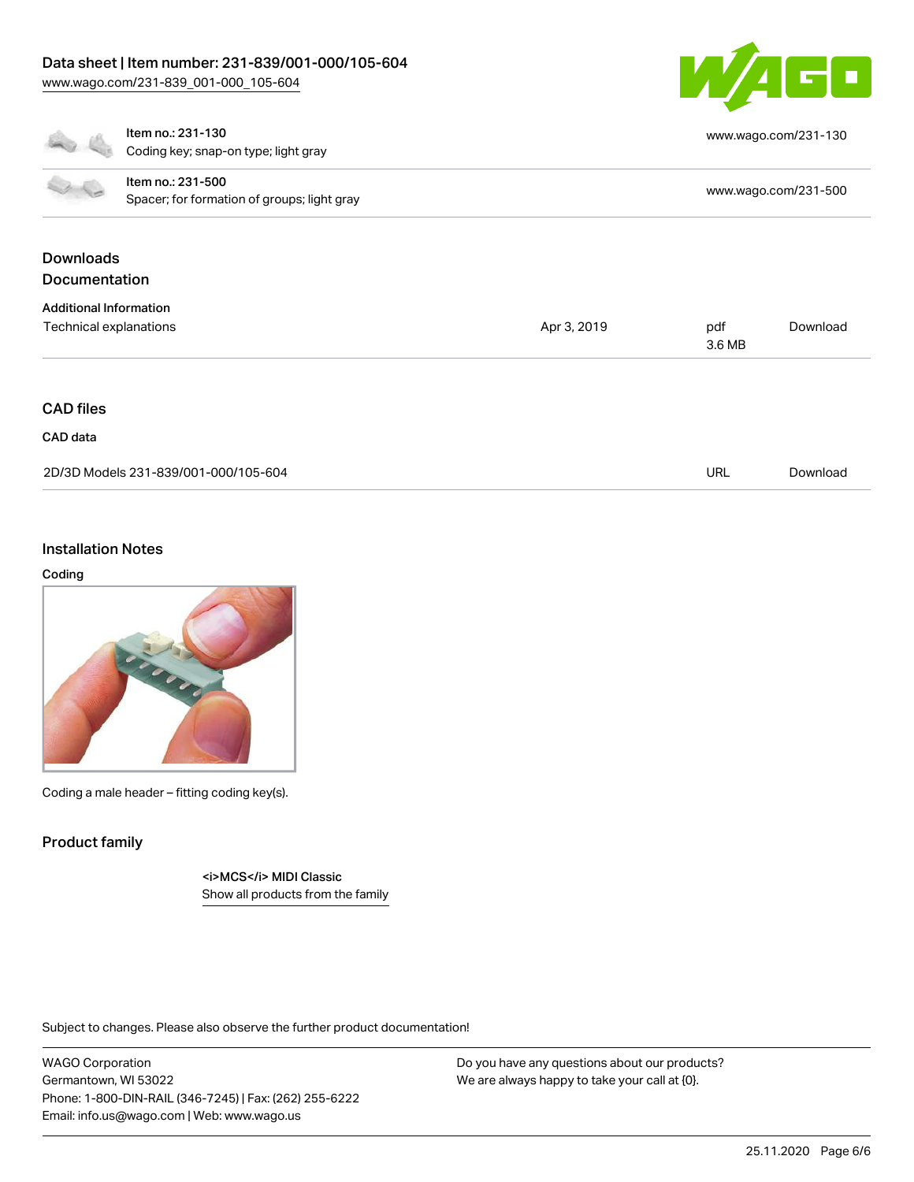| | | |
|---|---|---|
| | Item no.: 231-130<br>Coding key; snap-on type; light gray | www.wago.com/231-130 |
| | Item no.: 231-500<br>Spacer; for formation of groups; light gray | www.wago.com/231-500 |

## Downloads

### Documentation

**Additional Information**

| | | | |
|---|---|---|---|
| Technical explanations | Apr 3, 2019 | pdf<br>3.6 MB | Download |

### CAD files

**CAD data**

| | | |
|---|---|---|
| 2D/3D Models 231-839/001-000/105-604 | URL | Download |

## Installation Notes

**Coding**

Coding a male header – fitting coding key(s).

## Product family

<i>MCS</i> MIDI Classic
Show all products from the family

Subject to changes. Please also observe the further product documentation!

WAGO Corporation
Germantown, WI 53022
Phone: 1-800-DIN-RAIL (346-7245) | Fax: (262) 255-6222
Email: info.us@wago.com | Web: www.wago.us

Do you have any questions about our products?
We are always happy to take your call at {0}.